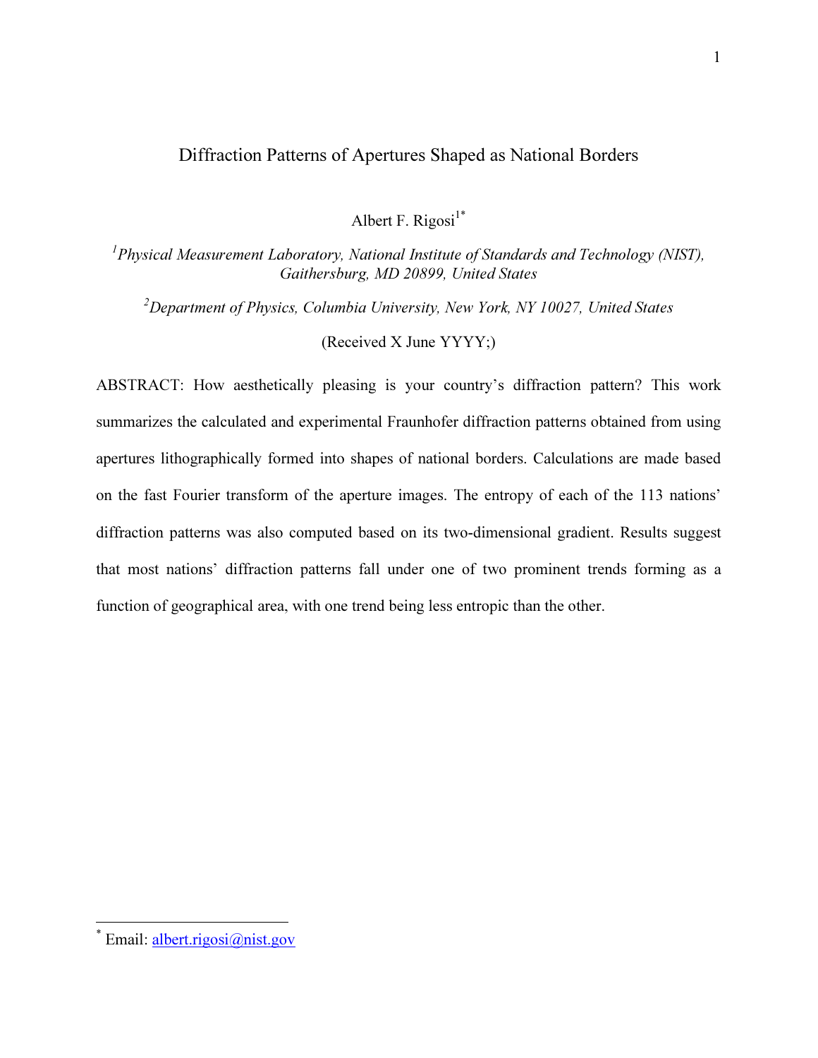# Diffraction Patterns of Apertures Shaped as National Borders

Albert F. Rigosi[1*]

[1]*Physical Measurement Laboratory, National Institute of Standards and Technology (NIST), Gaithersburg, MD 20899, United States*

[2]*Department of Physics, Columbia University, New York, NY 10027, United States*

(Received X June YYYY;)

ABSTRACT: How aesthetically pleasing is your country's diffraction pattern? This work summarizes the calculated and experimental Fraunhofer diffraction patterns obtained from using apertures lithographically formed into shapes of national borders. Calculations are made based on the fast Fourier transform of the aperture images. The entropy of each of the 113 nations' diffraction patterns was also computed based on its two-dimensional gradient. Results suggest that most nations' diffraction patterns fall under one of two prominent trends forming as a function of geographical area, with one trend being less entropic than the other.

[*] Email: albert.rigosi@nist.gov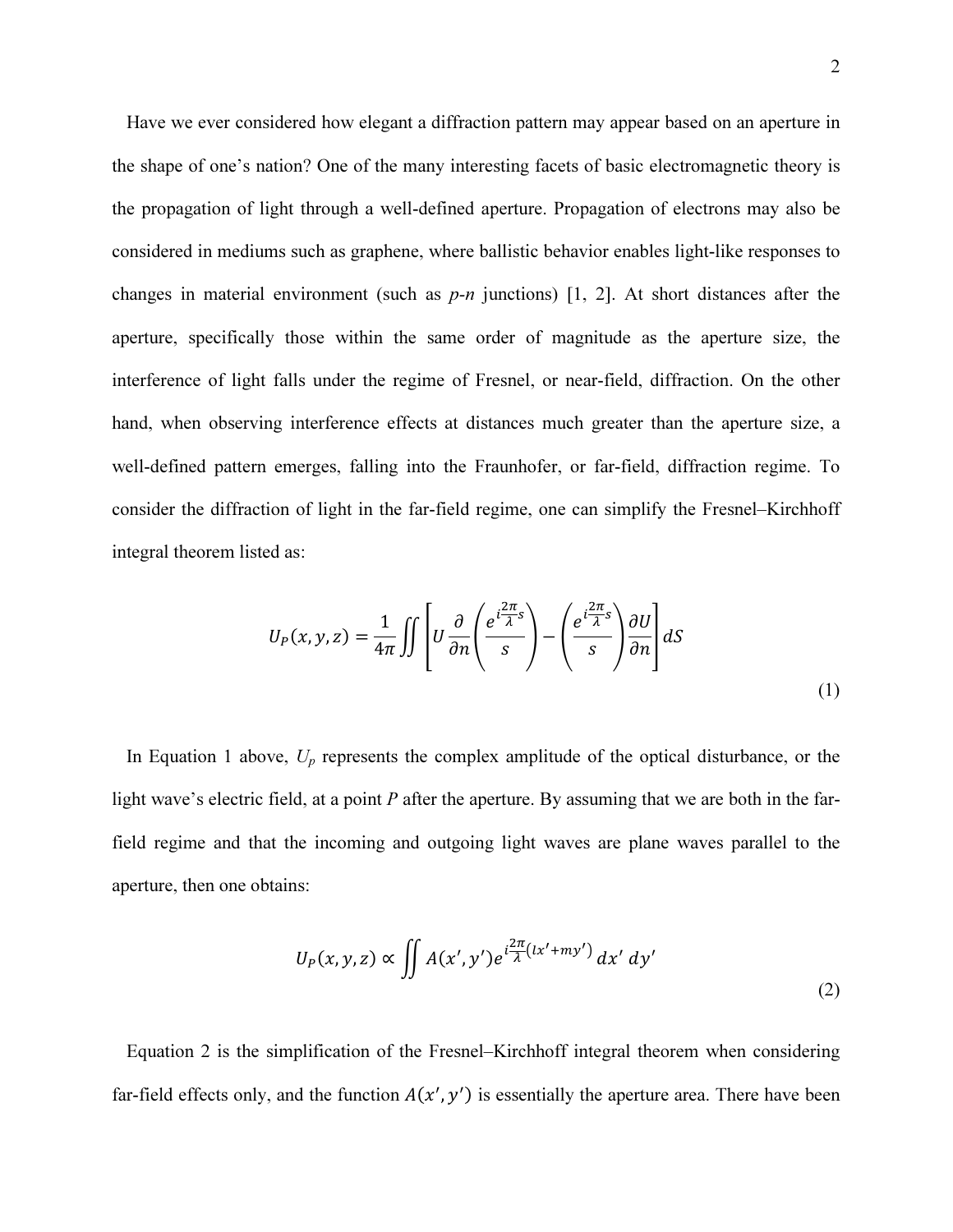Have we ever considered how elegant a diffraction pattern may appear based on an aperture in the shape of one's nation? One of the many interesting facets of basic electromagnetic theory is the propagation of light through a well-defined aperture. Propagation of electrons may also be considered in mediums such as graphene, where ballistic behavior enables light-like responses to changes in material environment (such as *p-n* junctions) [1, 2]. At short distances after the aperture, specifically those within the same order of magnitude as the aperture size, the interference of light falls under the regime of Fresnel, or near-field, diffraction. On the other hand, when observing interference effects at distances much greater than the aperture size, a well-defined pattern emerges, falling into the Fraunhofer, or far-field, diffraction regime. To consider the diffraction of light in the far-field regime, one can simplify the Fresnel–Kirchhoff integral theorem listed as:

$$U_P(x,y,z) = \frac{1}{4\pi}\iint \left[ U\frac{\partial}{\partial n}\left(\frac{e^{i\frac{2\pi}{\lambda}s}}{s}\right) - \left(\frac{e^{i\frac{2\pi}{\lambda}s}}{s}\right)\frac{\partial U}{\partial n}\right] dS \tag{1}$$

In Equation 1 above, $U_p$ represents the complex amplitude of the optical disturbance, or the light wave's electric field, at a point *P* after the aperture. By assuming that we are both in the far-field regime and that the incoming and outgoing light waves are plane waves parallel to the aperture, then one obtains:

$$U_P(x,y,z) \propto \iint A(x',y')e^{i\frac{2\pi}{\lambda}(lx'+my')}\,dx'\,dy' \tag{2}$$

Equation 2 is the simplification of the Fresnel–Kirchhoff integral theorem when considering far-field effects only, and the function $A(x',y')$ is essentially the aperture area. There have been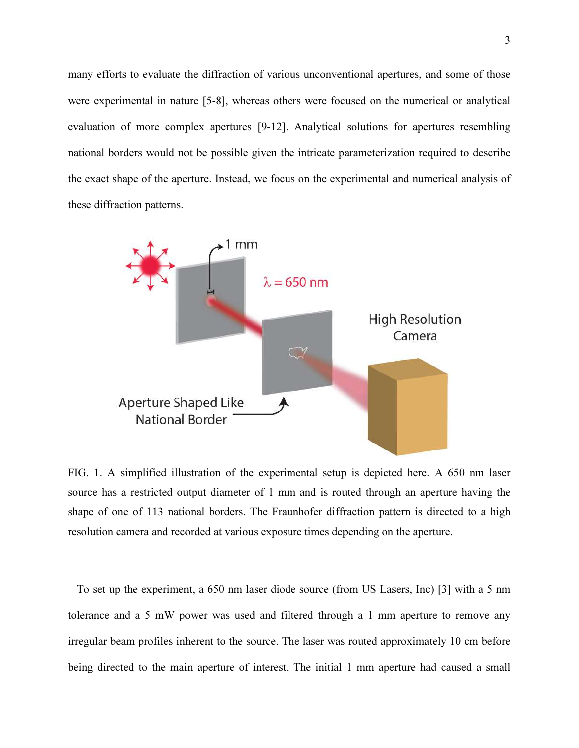many efforts to evaluate the diffraction of various unconventional apertures, and some of those were experimental in nature [5-8], whereas others were focused on the numerical or analytical evaluation of more complex apertures [9-12]. Analytical solutions for apertures resembling national borders would not be possible given the intricate parameterization required to describe the exact shape of the aperture. Instead, we focus on the experimental and numerical analysis of these diffraction patterns.

FIG. 1. A simplified illustration of the experimental setup is depicted here. A 650 nm laser source has a restricted output diameter of 1 mm and is routed through an aperture having the shape of one of 113 national borders. The Fraunhofer diffraction pattern is directed to a high resolution camera and recorded at various exposure times depending on the aperture.

To set up the experiment, a 650 nm laser diode source (from US Lasers, Inc) [3] with a 5 nm tolerance and a 5 mW power was used and filtered through a 1 mm aperture to remove any irregular beam profiles inherent to the source. The laser was routed approximately 10 cm before being directed to the main aperture of interest. The initial 1 mm aperture had caused a small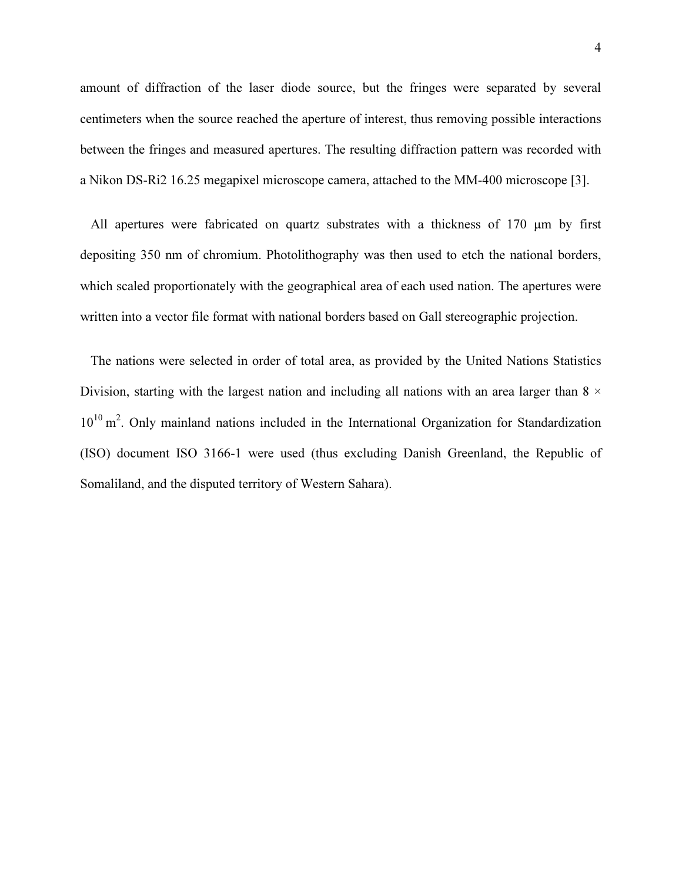amount of diffraction of the laser diode source, but the fringes were separated by several centimeters when the source reached the aperture of interest, thus removing possible interactions between the fringes and measured apertures. The resulting diffraction pattern was recorded with a Nikon DS-Ri2 16.25 megapixel microscope camera, attached to the MM-400 microscope [3].

All apertures were fabricated on quartz substrates with a thickness of 170 μm by first depositing 350 nm of chromium. Photolithography was then used to etch the national borders, which scaled proportionately with the geographical area of each used nation. The apertures were written into a vector file format with national borders based on Gall stereographic projection.

The nations were selected in order of total area, as provided by the United Nations Statistics Division, starting with the largest nation and including all nations with an area larger than $8 \times 10^{10}$ m$^2$. Only mainland nations included in the International Organization for Standardization (ISO) document ISO 3166-1 were used (thus excluding Danish Greenland, the Republic of Somaliland, and the disputed territory of Western Sahara).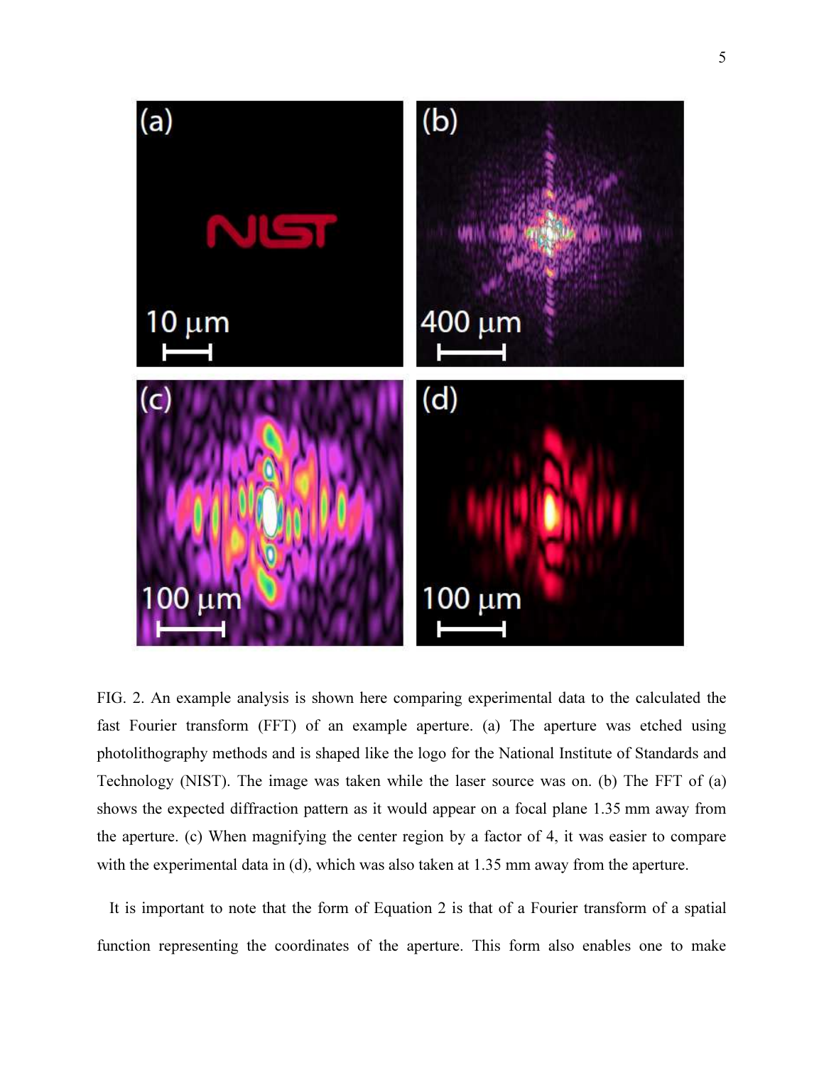FIG. 2. An example analysis is shown here comparing experimental data to the calculated the fast Fourier transform (FFT) of an example aperture. (a) The aperture was etched using photolithography methods and is shaped like the logo for the National Institute of Standards and Technology (NIST). The image was taken while the laser source was on. (b) The FFT of (a) shows the expected diffraction pattern as it would appear on a focal plane 1.35 mm away from the aperture. (c) When magnifying the center region by a factor of 4, it was easier to compare with the experimental data in (d), which was also taken at 1.35 mm away from the aperture.

It is important to note that the form of Equation 2 is that of a Fourier transform of a spatial function representing the coordinates of the aperture. This form also enables one to make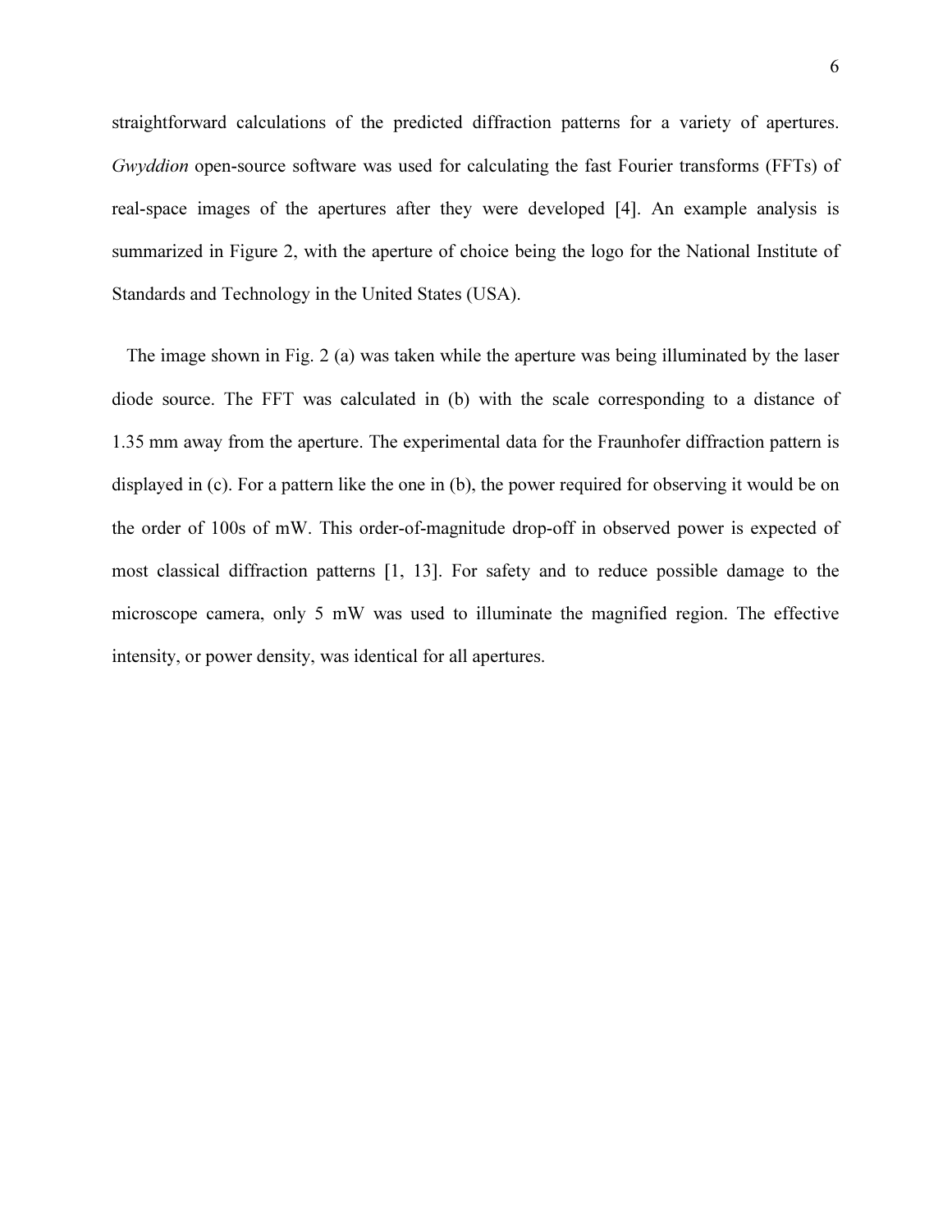straightforward calculations of the predicted diffraction patterns for a variety of apertures. *Gwyddion* open-source software was used for calculating the fast Fourier transforms (FFTs) of real-space images of the apertures after they were developed [4]. An example analysis is summarized in Figure 2, with the aperture of choice being the logo for the National Institute of Standards and Technology in the United States (USA).

The image shown in Fig. 2 (a) was taken while the aperture was being illuminated by the laser diode source. The FFT was calculated in (b) with the scale corresponding to a distance of 1.35 mm away from the aperture. The experimental data for the Fraunhofer diffraction pattern is displayed in (c). For a pattern like the one in (b), the power required for observing it would be on the order of 100s of mW. This order-of-magnitude drop-off in observed power is expected of most classical diffraction patterns [1, 13]. For safety and to reduce possible damage to the microscope camera, only 5 mW was used to illuminate the magnified region. The effective intensity, or power density, was identical for all apertures.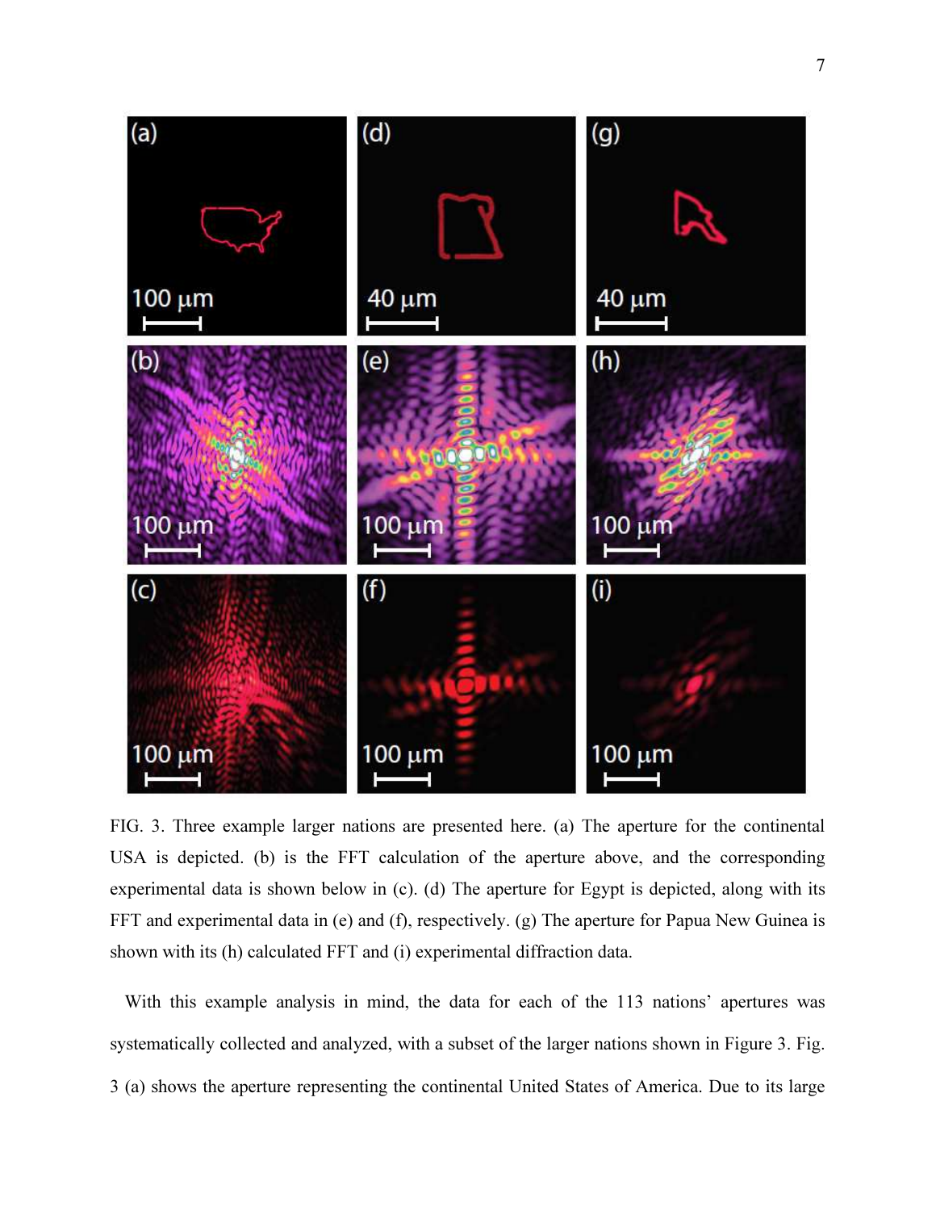FIG. 3. Three example larger nations are presented here. (a) The aperture for the continental USA is depicted. (b) is the FFT calculation of the aperture above, and the corresponding experimental data is shown below in (c). (d) The aperture for Egypt is depicted, along with its FFT and experimental data in (e) and (f), respectively. (g) The aperture for Papua New Guinea is shown with its (h) calculated FFT and (i) experimental diffraction data.

With this example analysis in mind, the data for each of the 113 nations' apertures was systematically collected and analyzed, with a subset of the larger nations shown in Figure 3. Fig. 3 (a) shows the aperture representing the continental United States of America. Due to its large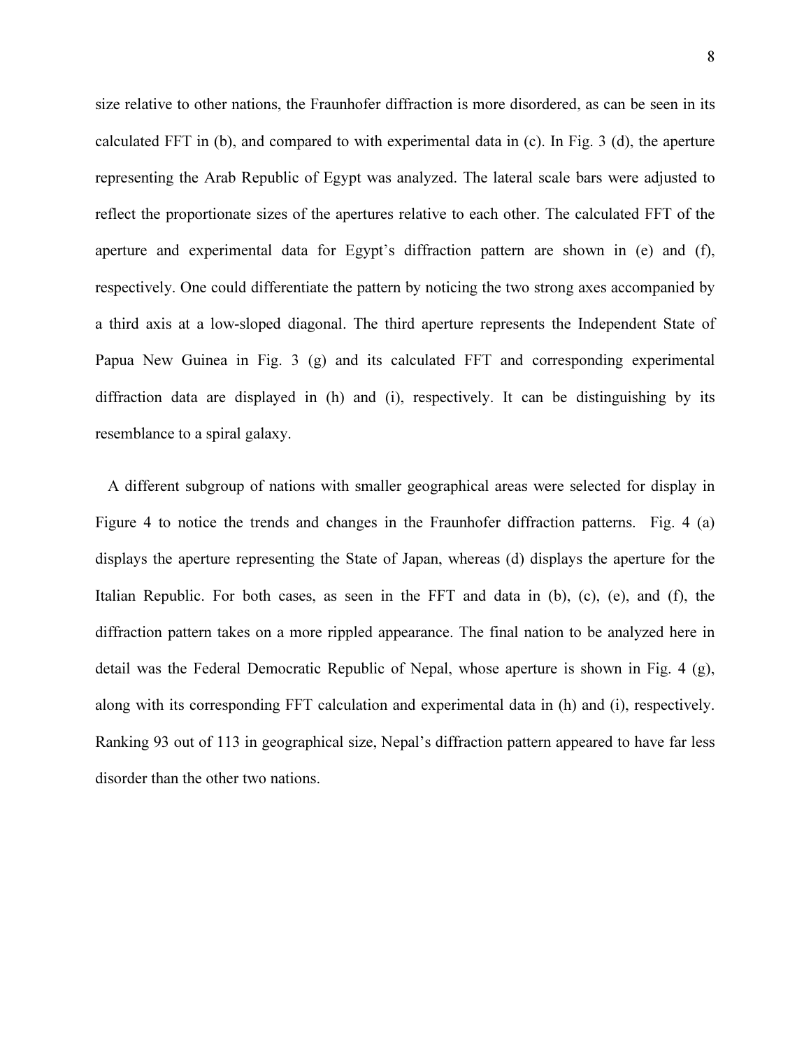size relative to other nations, the Fraunhofer diffraction is more disordered, as can be seen in its calculated FFT in (b), and compared to with experimental data in (c). In Fig. 3 (d), the aperture representing the Arab Republic of Egypt was analyzed. The lateral scale bars were adjusted to reflect the proportionate sizes of the apertures relative to each other. The calculated FFT of the aperture and experimental data for Egypt's diffraction pattern are shown in (e) and (f), respectively. One could differentiate the pattern by noticing the two strong axes accompanied by a third axis at a low-sloped diagonal. The third aperture represents the Independent State of Papua New Guinea in Fig. 3 (g) and its calculated FFT and corresponding experimental diffraction data are displayed in (h) and (i), respectively. It can be distinguishing by its resemblance to a spiral galaxy.

A different subgroup of nations with smaller geographical areas were selected for display in Figure 4 to notice the trends and changes in the Fraunhofer diffraction patterns. Fig. 4 (a) displays the aperture representing the State of Japan, whereas (d) displays the aperture for the Italian Republic. For both cases, as seen in the FFT and data in (b), (c), (e), and (f), the diffraction pattern takes on a more rippled appearance. The final nation to be analyzed here in detail was the Federal Democratic Republic of Nepal, whose aperture is shown in Fig. 4 (g), along with its corresponding FFT calculation and experimental data in (h) and (i), respectively. Ranking 93 out of 113 in geographical size, Nepal's diffraction pattern appeared to have far less disorder than the other two nations.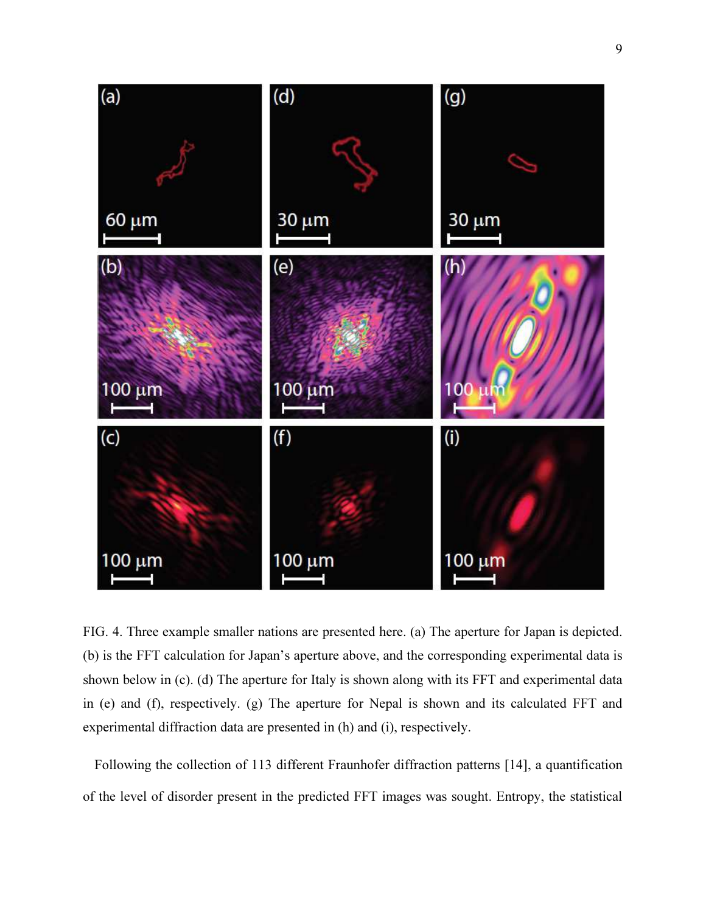FIG. 4. Three example smaller nations are presented here. (a) The aperture for Japan is depicted. (b) is the FFT calculation for Japan's aperture above, and the corresponding experimental data is shown below in (c). (d) The aperture for Italy is shown along with its FFT and experimental data in (e) and (f), respectively. (g) The aperture for Nepal is shown and its calculated FFT and experimental diffraction data are presented in (h) and (i), respectively.

Following the collection of 113 different Fraunhofer diffraction patterns [14], a quantification of the level of disorder present in the predicted FFT images was sought. Entropy, the statistical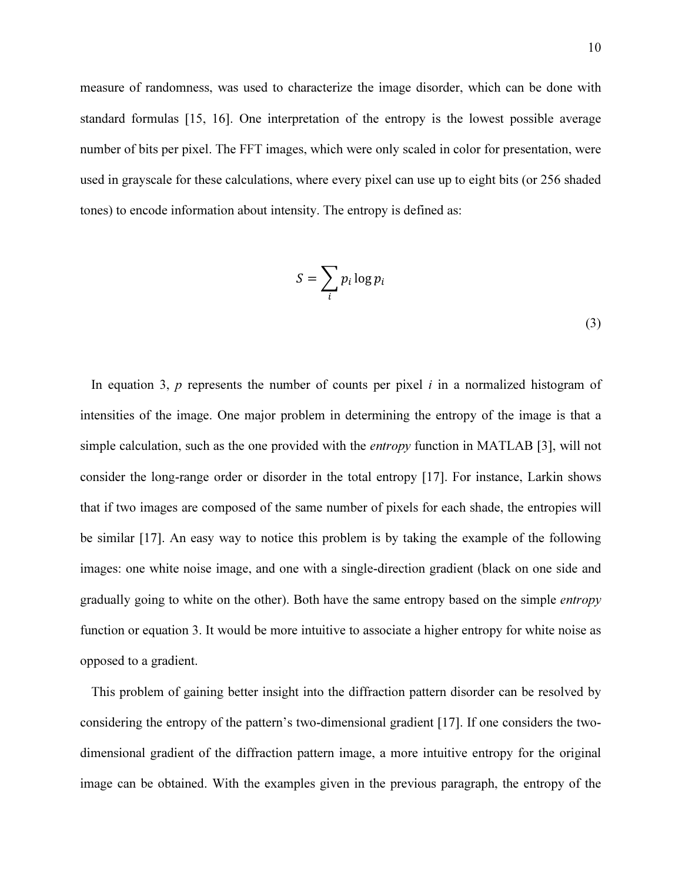measure of randomness, was used to characterize the image disorder, which can be done with standard formulas [15, 16]. One interpretation of the entropy is the lowest possible average number of bits per pixel. The FFT images, which were only scaled in color for presentation, were used in grayscale for these calculations, where every pixel can use up to eight bits (or 256 shaded tones) to encode information about intensity. The entropy is defined as:

$$S = \sum_{i} p_i \log p_i \tag{3}$$

In equation 3, *p* represents the number of counts per pixel *i* in a normalized histogram of intensities of the image. One major problem in determining the entropy of the image is that a simple calculation, such as the one provided with the *entropy* function in MATLAB [3], will not consider the long-range order or disorder in the total entropy [17]. For instance, Larkin shows that if two images are composed of the same number of pixels for each shade, the entropies will be similar [17]. An easy way to notice this problem is by taking the example of the following images: one white noise image, and one with a single-direction gradient (black on one side and gradually going to white on the other). Both have the same entropy based on the simple *entropy* function or equation 3. It would be more intuitive to associate a higher entropy for white noise as opposed to a gradient.

This problem of gaining better insight into the diffraction pattern disorder can be resolved by considering the entropy of the pattern's two-dimensional gradient [17]. If one considers the two-dimensional gradient of the diffraction pattern image, a more intuitive entropy for the original image can be obtained. With the examples given in the previous paragraph, the entropy of the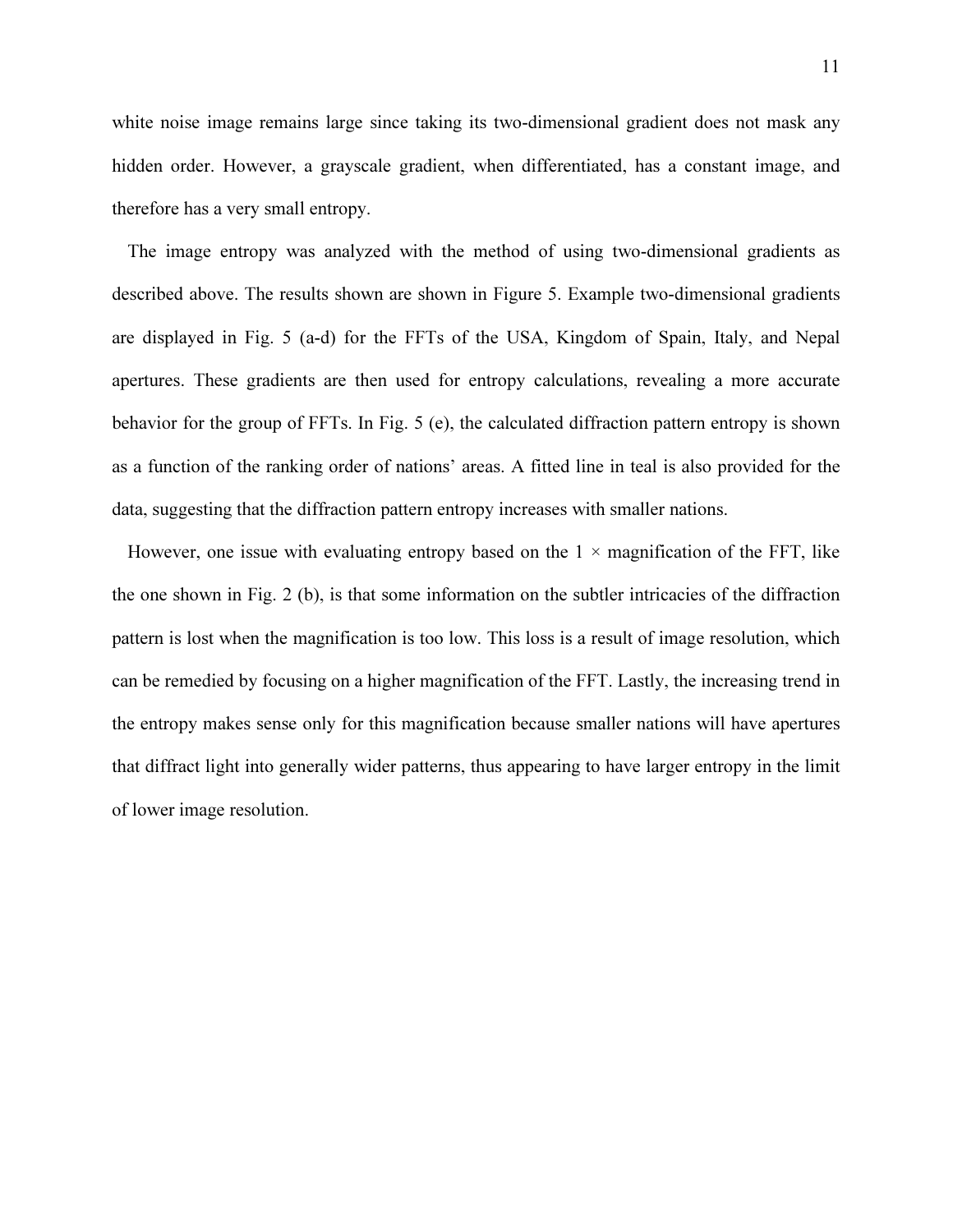white noise image remains large since taking its two-dimensional gradient does not mask any hidden order. However, a grayscale gradient, when differentiated, has a constant image, and therefore has a very small entropy.

The image entropy was analyzed with the method of using two-dimensional gradients as described above. The results shown are shown in Figure 5. Example two-dimensional gradients are displayed in Fig. 5 (a-d) for the FFTs of the USA, Kingdom of Spain, Italy, and Nepal apertures. These gradients are then used for entropy calculations, revealing a more accurate behavior for the group of FFTs. In Fig. 5 (e), the calculated diffraction pattern entropy is shown as a function of the ranking order of nations' areas. A fitted line in teal is also provided for the data, suggesting that the diffraction pattern entropy increases with smaller nations.

However, one issue with evaluating entropy based on the $1\times$ magnification of the FFT, like the one shown in Fig. 2 (b), is that some information on the subtler intricacies of the diffraction pattern is lost when the magnification is too low. This loss is a result of image resolution, which can be remedied by focusing on a higher magnification of the FFT. Lastly, the increasing trend in the entropy makes sense only for this magnification because smaller nations will have apertures that diffract light into generally wider patterns, thus appearing to have larger entropy in the limit of lower image resolution.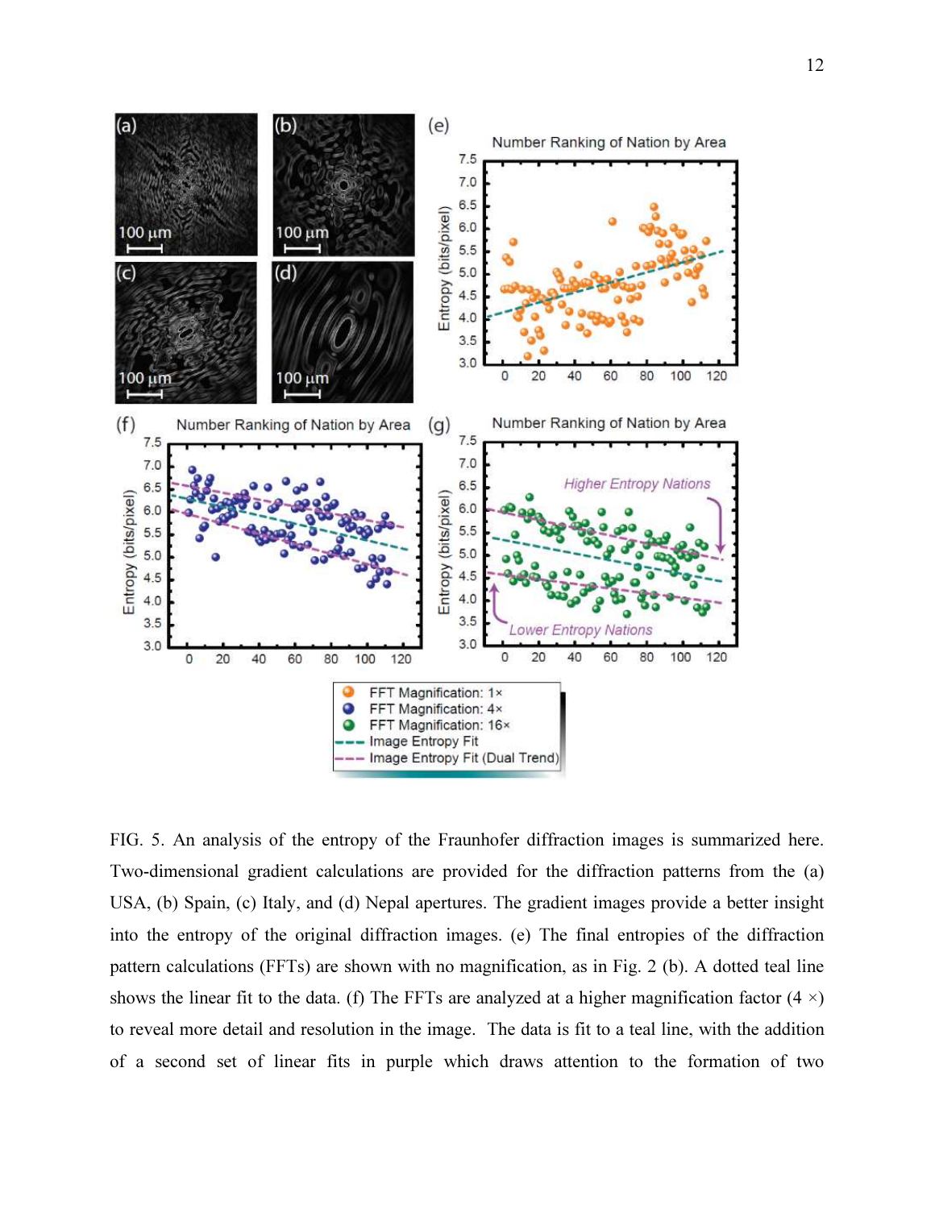FIG. 5. An analysis of the entropy of the Fraunhofer diffraction images is summarized here. Two-dimensional gradient calculations are provided for the diffraction patterns from the (a) USA, (b) Spain, (c) Italy, and (d) Nepal apertures. The gradient images provide a better insight into the entropy of the original diffraction images. (e) The final entropies of the diffraction pattern calculations (FFTs) are shown with no magnification, as in Fig. 2 (b). A dotted teal line shows the linear fit to the data. (f) The FFTs are analyzed at a higher magnification factor (4 ×) to reveal more detail and resolution in the image. The data is fit to a teal line, with the addition of a second set of linear fits in purple which draws attention to the formation of two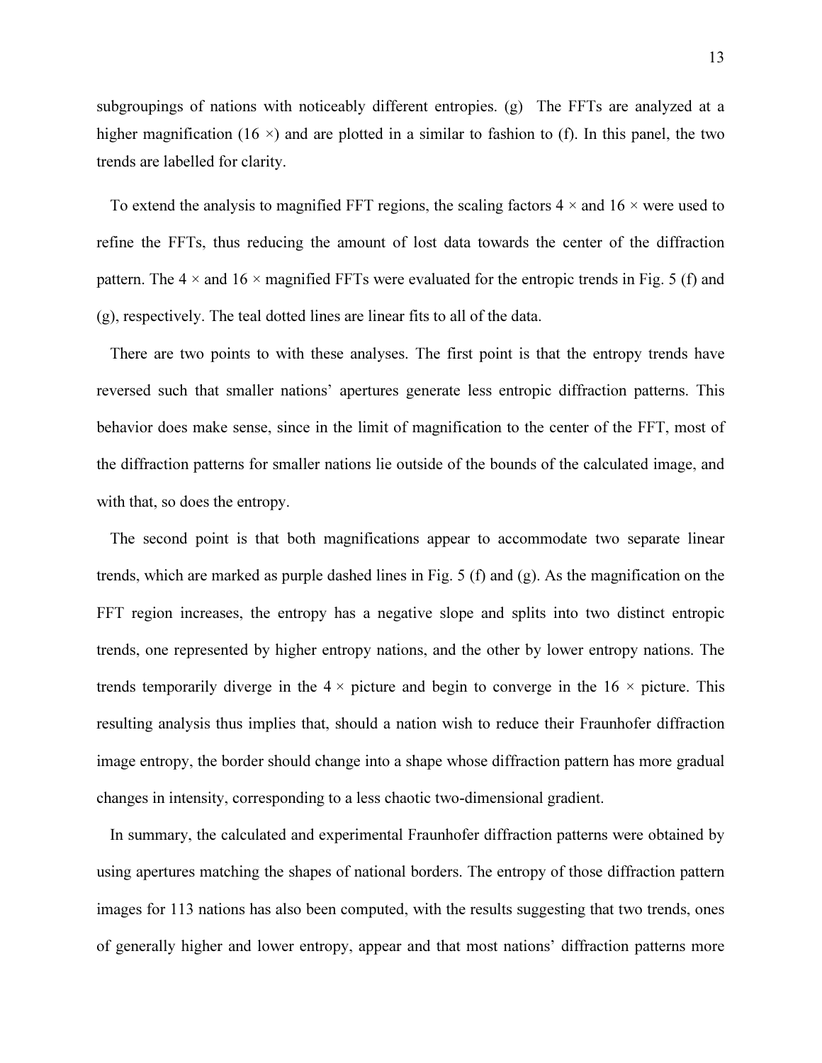subgroupings of nations with noticeably different entropies. (g) The FFTs are analyzed at a higher magnification (16 ×) and are plotted in a similar to fashion to (f). In this panel, the two trends are labelled for clarity.

To extend the analysis to magnified FFT regions, the scaling factors 4 × and 16 × were used to refine the FFTs, thus reducing the amount of lost data towards the center of the diffraction pattern. The 4 × and 16 × magnified FFTs were evaluated for the entropic trends in Fig. 5 (f) and (g), respectively. The teal dotted lines are linear fits to all of the data.

There are two points to with these analyses. The first point is that the entropy trends have reversed such that smaller nations' apertures generate less entropic diffraction patterns. This behavior does make sense, since in the limit of magnification to the center of the FFT, most of the diffraction patterns for smaller nations lie outside of the bounds of the calculated image, and with that, so does the entropy.

The second point is that both magnifications appear to accommodate two separate linear trends, which are marked as purple dashed lines in Fig. 5 (f) and (g). As the magnification on the FFT region increases, the entropy has a negative slope and splits into two distinct entropic trends, one represented by higher entropy nations, and the other by lower entropy nations. The trends temporarily diverge in the 4 × picture and begin to converge in the 16 × picture. This resulting analysis thus implies that, should a nation wish to reduce their Fraunhofer diffraction image entropy, the border should change into a shape whose diffraction pattern has more gradual changes in intensity, corresponding to a less chaotic two-dimensional gradient.

In summary, the calculated and experimental Fraunhofer diffraction patterns were obtained by using apertures matching the shapes of national borders. The entropy of those diffraction pattern images for 113 nations has also been computed, with the results suggesting that two trends, ones of generally higher and lower entropy, appear and that most nations' diffraction patterns more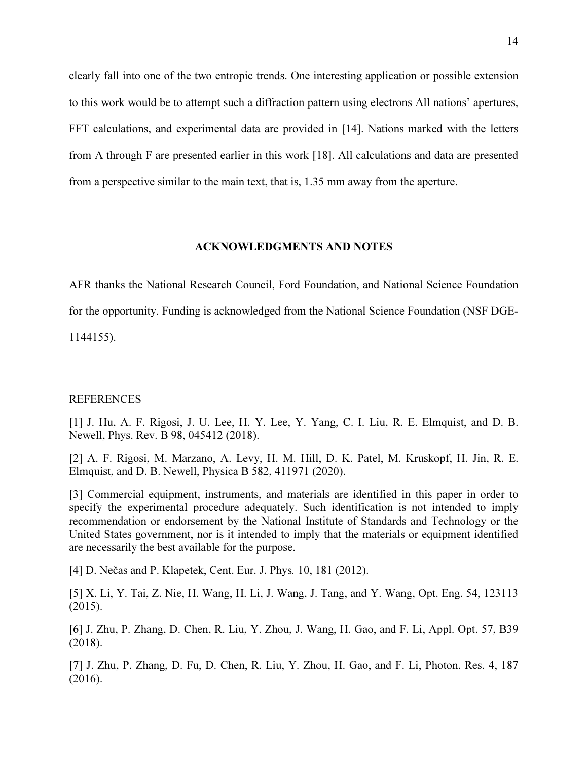clearly fall into one of the two entropic trends. One interesting application or possible extension to this work would be to attempt such a diffraction pattern using electrons All nations' apertures, FFT calculations, and experimental data are provided in [14]. Nations marked with the letters from A through F are presented earlier in this work [18]. All calculations and data are presented from a perspective similar to the main text, that is, 1.35 mm away from the aperture.

## ACKNOWLEDGMENTS AND NOTES

AFR thanks the National Research Council, Ford Foundation, and National Science Foundation for the opportunity. Funding is acknowledged from the National Science Foundation (NSF DGE-1144155).

## REFERENCES

[1] J. Hu, A. F. Rigosi, J. U. Lee, H. Y. Lee, Y. Yang, C. I. Liu, R. E. Elmquist, and D. B. Newell, Phys. Rev. B 98, 045412 (2018).

[2] A. F. Rigosi, M. Marzano, A. Levy, H. M. Hill, D. K. Patel, M. Kruskopf, H. Jin, R. E. Elmquist, and D. B. Newell, Physica B 582, 411971 (2020).

[3] Commercial equipment, instruments, and materials are identified in this paper in order to specify the experimental procedure adequately. Such identification is not intended to imply recommendation or endorsement by the National Institute of Standards and Technology or the United States government, nor is it intended to imply that the materials or equipment identified are necessarily the best available for the purpose.

[4] D. Nečas and P. Klapetek, Cent. Eur. J. Phys. 10, 181 (2012).

[5] X. Li, Y. Tai, Z. Nie, H. Wang, H. Li, J. Wang, J. Tang, and Y. Wang, Opt. Eng. 54, 123113 (2015).

[6] J. Zhu, P. Zhang, D. Chen, R. Liu, Y. Zhou, J. Wang, H. Gao, and F. Li, Appl. Opt. 57, B39 (2018).

[7] J. Zhu, P. Zhang, D. Fu, D. Chen, R. Liu, Y. Zhou, H. Gao, and F. Li, Photon. Res. 4, 187 (2016).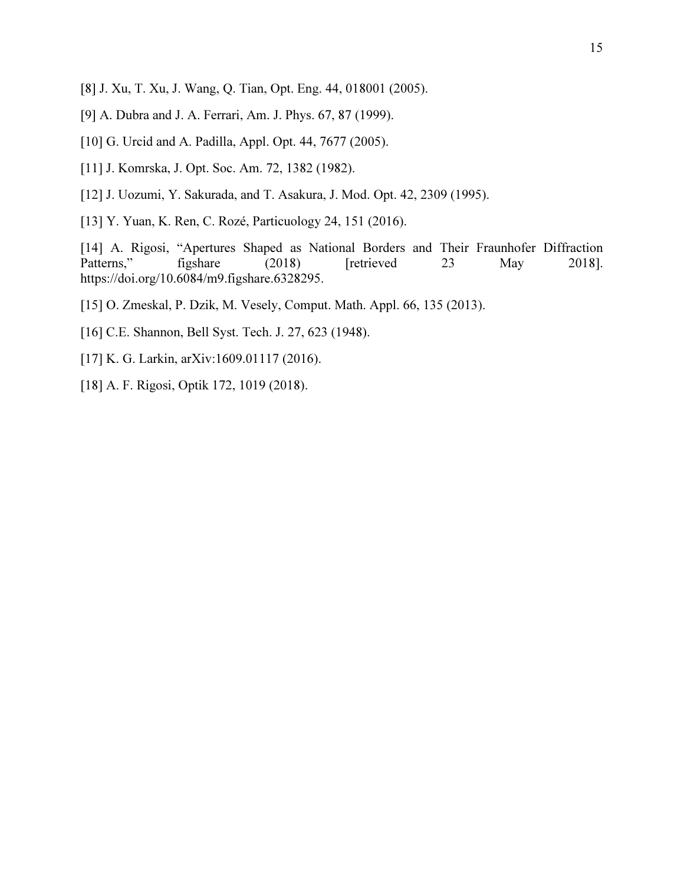[8] J. Xu, T. Xu, J. Wang, Q. Tian, Opt. Eng. 44, 018001 (2005).

[9] A. Dubra and J. A. Ferrari, Am. J. Phys. 67, 87 (1999).

[10] G. Urcid and A. Padilla, Appl. Opt. 44, 7677 (2005).

[11] J. Komrska, J. Opt. Soc. Am. 72, 1382 (1982).

[12] J. Uozumi, Y. Sakurada, and T. Asakura, J. Mod. Opt. 42, 2309 (1995).

[13] Y. Yuan, K. Ren, C. Rozé, Particuology 24, 151 (2016).

[14] A. Rigosi, "Apertures Shaped as National Borders and Their Fraunhofer Diffraction Patterns," figshare (2018) [retrieved 23 May 2018]. https://doi.org/10.6084/m9.figshare.6328295.

[15] O. Zmeskal, P. Dzik, M. Vesely, Comput. Math. Appl. 66, 135 (2013).

[16] C.E. Shannon, Bell Syst. Tech. J. 27, 623 (1948).

[17] K. G. Larkin, arXiv:1609.01117 (2016).

[18] A. F. Rigosi, Optik 172, 1019 (2018).